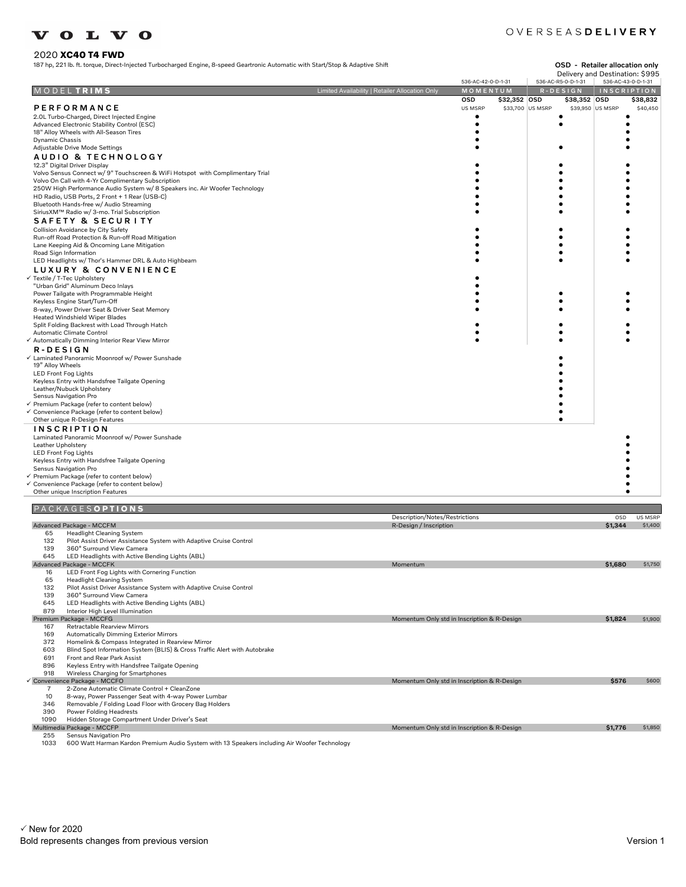VOLVO

OVERSEAS**DELIVERY**

# 2020 **XC40 T4 FWD**

187 hp, 221 lb. ft. torque, Direct-Injected Turbocharged Engine, 8-speed Geartronic Automatic with Start/Stop & Adaptive Shift

**OSD - Retailer allocation only**
Delivery and Destination: $995

| MODEL **TRIMS** | Limited Availability \| Retailer Allocation Only | MOMENTUM 536-AC-42-0-D-1-31 | R-DESIGN 536-AC-R5-0-D-1-31 | INSCRIPTION 536-AC-43-0-D-1-31 |
|---|---|---|---|---|
| | OSD | $32,352 | $38,352 | $38,832 |
| | US MSRP | $33,700 | $39,950 | $40,450 |
| **PERFORMANCE** | | | | |
| 2.0L Turbo-Charged, Direct Injected Engine | | ● | ● | ● |
| Advanced Electronic Stability Control (ESC) | | ● | ● | ● |
| 18" Alloy Wheels with All-Season Tires | | ● | | ● |
| Dynamic Chassis | | ● | | ● |
| Adjustable Drive Mode Settings | | ● | ● | ● |
| **AUDIO & TECHNOLOGY** | | | | |
| 12.3" Digital Driver Display | | ● | ● | ● |
| Volvo Sensus Connect w/ 9" Touchscreen & WiFi Hotspot with Complimentary Trial | | ● | ● | ● |
| Volvo On Call with 4-Yr Complimentary Subscription | | ● | ● | ● |
| 250W High Performance Audio System w/ 8 Speakers inc. Air Woofer Technology | | ● | ● | ● |
| HD Radio, USB Ports, 2 Front + 1 Rear (USB-C) | | ● | ● | ● |
| Bluetooth Hands-free w/ Audio Streaming | | ● | ● | ● |
| SiriusXM™ Radio w/ 3-mo. Trial Subscription | | ● | ● | ● |
| **SAFETY & SECURITY** | | | | |
| Collision Avoidance by City Safety | | ● | ● | ● |
| Run-off Road Protection & Run-off Road Mitigation | | ● | ● | ● |
| Lane Keeping Aid & Oncoming Lane Mitigation | | ● | ● | ● |
| Road Sign Information | | ● | ● | ● |
| LED Headlights w/ Thor's Hammer DRL & Auto Highbeam | | ● | ● | ● |
| **LUXURY & CONVENIENCE** | | | | |
| ✓ Textile / T-Tec Upholstery | | ● | | |
| "Urban Grid" Aluminum Deco Inlays | | ● | | |
| Power Tailgate with Programmable Height | | ● | ● | ● |
| Keyless Engine Start/Turn-Off | | ● | ● | ● |
| 8-way, Power Driver Seat & Driver Seat Memory | | ● | ● | ● |
| Heated Windshield Wiper Blades | | | | |
| Split Folding Backrest with Load Through Hatch | | ● | ● | ● |
| Automatic Climate Control | | ● | ● | ● |
| ✓ Automatically Dimming Interior Rear View Mirror | | ● | ● | ● |
| **R-DESIGN** | | | | |
| ✓ Laminated Panoramic Moonroof w/ Power Sunshade | | | ● | |
| 19" Alloy Wheels | | | ● | |
| LED Front Fog Lights | | | ● | |
| Keyless Entry with Handsfree Tailgate Opening | | | ● | |
| Leather/Nubuck Upholstery | | | ● | |
| Sensus Navigation Pro | | | ● | |
| ✓ Premium Package (refer to content below) | | | ● | |
| ✓ Convenience Package (refer to content below) | | | ● | |
| Other unique R-Design Features | | | ● | |
| **INSCRIPTION** | | | | |
| Laminated Panoramic Moonroof w/ Power Sunshade | | | | ● |
| Leather Upholstery | | | | ● |
| LED Front Fog Lights | | | | ● |
| Keyless Entry with Handsfree Tailgate Opening | | | | ● |
| Sensus Navigation Pro | | | | ● |
| ✓ Premium Package (refer to content below) | | | | ● |
| ✓ Convenience Package (refer to content below) | | | | ● |
| Other unique Inscription Features | | | | ● |

## PACKAGES **OPTIONS**

| Package | Description/Notes/Restrictions | OSD | US MSRP |
|---|---|---|---|
| **Advanced Package - MCCFM** | R-Design / Inscription | **$1,344** | $1,400 |
| 65 Headlight Cleaning System | | | |
| 132 Pilot Assist Driver Assistance System with Adaptive Cruise Control | | | |
| 139 360° Surround View Camera | | | |
| 645 LED Headlights with Active Bending Lights (ABL) | | | |
| **Advanced Package - MCCFK** | Momentum | **$1,680** | $1,750 |
| 16 LED Front Fog Lights with Cornering Function | | | |
| 65 Headlight Cleaning System | | | |
| 132 Pilot Assist Driver Assistance System with Adaptive Cruise Control | | | |
| 139 360° Surround View Camera | | | |
| 645 LED Headlights with Active Bending Lights (ABL) | | | |
| 879 Interior High Level Illumination | | | |
| **Premium Package - MCCFG** | Momentum Only std in Inscription & R-Design | **$1,824** | $1,900 |
| 167 Retractable Rearview Mirrors | | | |
| 169 Automatically Dimming Exterior Mirrors | | | |
| 372 Homelink & Compass Integrated in Rearview Mirror | | | |
| 603 Blind Spot Information System (BLIS) & Cross Traffic Alert with Autobrake | | | |
| 691 Front and Rear Park Assist | | | |
| 896 Keyless Entry with Handsfree Tailgate Opening | | | |
| 918 Wireless Charging for Smartphones | | | |
| ✓ **Convenience Package - MCCFO** | Momentum Only std in Inscription & R-Design | **$576** | $600 |
| 7 2-Zone Automatic Climate Control + CleanZone | | | |
| 10 8-way, Power Passenger Seat with 4-way Power Lumbar | | | |
| 346 Removable / Folding Load Floor with Grocery Bag Holders | | | |
| 390 Power Folding Headrests | | | |
| 1090 Hidden Storage Compartment Under Driver's Seat | | | |
| **Multimedia Package - MCCFP** | Momentum Only std in Inscription & R-Design | **$1,776** | $1,850 |
| 255 Sensus Navigation Pro | | | |
| 1033 600 Watt Harman Kardon Premium Audio System with 13 Speakers including Air Woofer Technology | | | |

✓ New for 2020
Bold represents changes from previous version

Version 1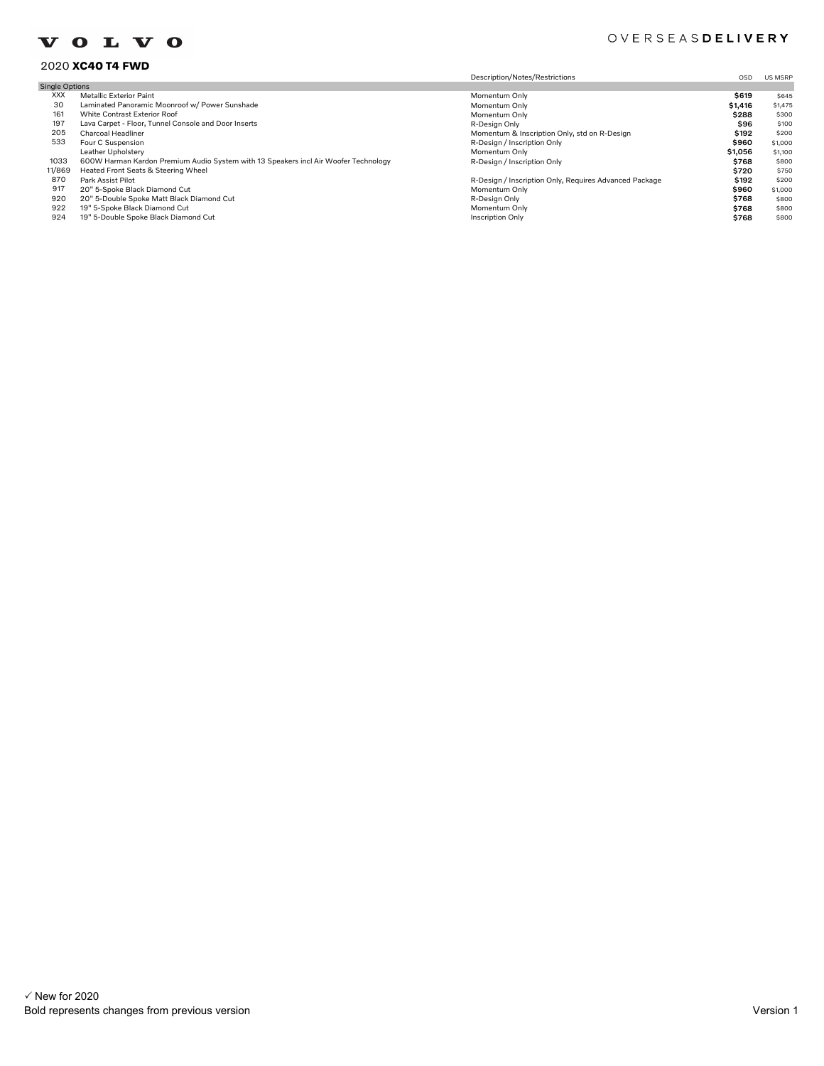VOLVO

OVERSEAS**DELIVERY**

## 2020 **XC40 T4 FWD**

| | | Description/Notes/Restrictions | OSD | US MSRP |
|---|---|---|---|---|
| Single Options | | | | |
| XXX | Metallic Exterior Paint | Momentum Only | **$619** | $645 |
| 30 | Laminated Panoramic Moonroof w/ Power Sunshade | Momentum Only | **$1,416** | $1,475 |
| 161 | White Contrast Exterior Roof | Momentum Only | **$288** | $300 |
| 197 | Lava Carpet - Floor, Tunnel Console and Door Inserts | R-Design Only | **$96** | $100 |
| 205 | Charcoal Headliner | Momentum & Inscription Only, std on R-Design | **$192** | $200 |
| 533 | Four C Suspension | R-Design / Inscription Only | **$960** | $1,000 |
| | Leather Upholstery | Momentum Only | **$1,056** | $1,100 |
| 1033 | 600W Harman Kardon Premium Audio System with 13 Speakers incl Air Woofer Technology | R-Design / Inscription Only | **$768** | $800 |
| 11/869 | Heated Front Seats & Steering Wheel | | **$720** | $750 |
| 870 | Park Assist Pilot | R-Design / Inscription Only, Requires Advanced Package | **$192** | $200 |
| 917 | 20" 5-Spoke Black Diamond Cut | Momentum Only | **$960** | $1,000 |
| 920 | 20" 5-Double Spoke Matt Black Diamond Cut | R-Design Only | **$768** | $800 |
| 922 | 19" 5-Spoke Black Diamond Cut | Momentum Only | **$768** | $800 |
| 924 | 19" 5-Double Spoke Black Diamond Cut | Inscription Only | **$768** | $800 |

✓ New for 2020

Bold represents changes from previous version

Version 1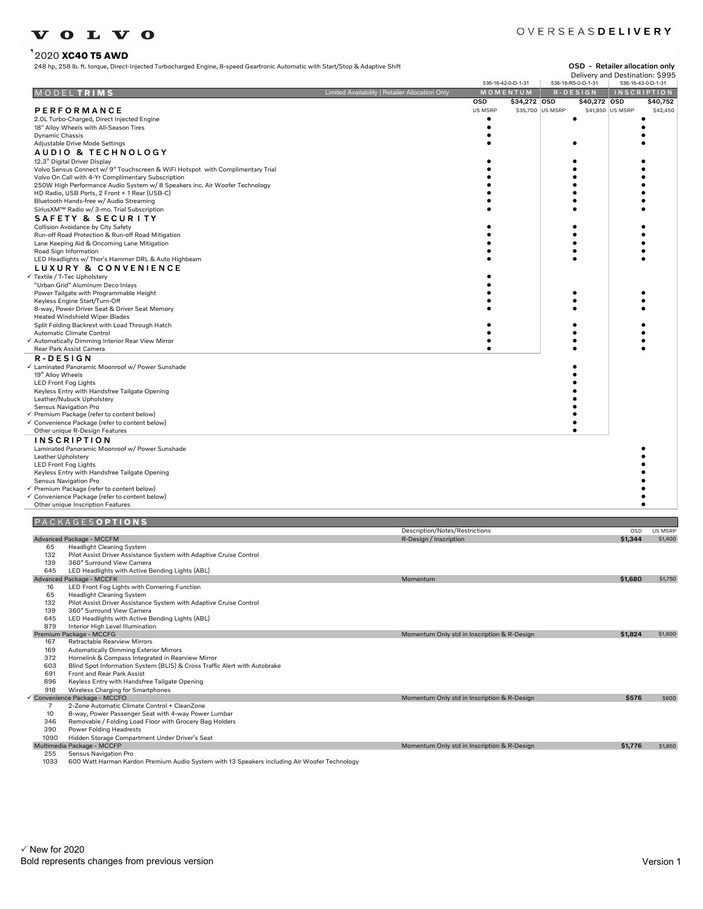VOLVO

OVERSEAS**DELIVERY**

# 2020 **XC40 T5 AWD**

248 hp, 258 lb. ft. torque, Direct-Injected Turbocharged Engine, 8-speed Geartronic Automatic with Start/Stop & Adaptive Shift

**OSD - Retailer allocation only**
Delivery and Destination: $995

| MODEL **TRIMS** (Limited Availability \| Retailer Allocation Only) | MOMENTUM 536-16-42-0-D-1-31 | R-DESIGN 536-16-R5-0-D-1-31 | INSCRIPTION 536-16-43-0-D-1-31 |
|---|---|---|---|
| | OSD $34,272 | OSD $40,272 | OSD $40,752 |
| | US MSRP $35,700 | US MSRP $41,950 | US MSRP $42,450 |
| **PERFORMANCE** | | | |
| 2.0L Turbo-Charged, Direct Injected Engine | ● | ● | ● |
| 18" Alloy Wheels with All-Season Tires | ● | | ● |
| Dynamic Chassis | ● | | ● |
| Adjustable Drive Mode Settings | ● | ● | ● |
| **AUDIO & TECHNOLOGY** | | | |
| 12.3" Digital Driver Display | ● | ● | ● |
| Volvo Sensus Connect w/ 9" Touchscreen & WiFi Hotspot with Complimentary Trial | ● | ● | ● |
| Volvo On Call with 4-Yr Complimentary Subscription | ● | ● | ● |
| 250W High Performance Audio System w/ 8 Speakers inc. Air Woofer Technology | ● | ● | ● |
| HD Radio, USB Ports, 2 Front + 1 Rear (USB-C) | ● | ● | ● |
| Bluetooth Hands-free w/ Audio Streaming | ● | ● | ● |
| SiriusXM™ Radio w/ 3-mo. Trial Subscription | ● | ● | ● |
| **SAFETY & SECURITY** | | | |
| Collision Avoidance by City Safety | ● | ● | ● |
| Run-off Road Protection & Run-off Road Mitigation | ● | ● | ● |
| Lane Keeping Aid & Oncoming Lane Mitigation | ● | ● | ● |
| Road Sign Information | ● | ● | ● |
| LED Headlights w/ Thor's Hammer DRL & Auto Highbeam | ● | ● | ● |
| **LUXURY & CONVENIENCE** | | | |
| ✓ Textile / T-Tec Upholstery | ● | | |
| "Urban Grid" Aluminum Deco Inlays | ● | | |
| Power Tailgate with Programmable Height | ● | ● | ● |
| Keyless Engine Start/Turn-Off | ● | ● | ● |
| 8-way, Power Driver Seat & Driver Seat Memory | ● | ● | ● |
| Heated Windshield Wiper Blades | | | |
| Split Folding Backrest with Load Through Hatch | ● | ● | ● |
| Automatic Climate Control | ● | ● | ● |
| ✓ Automatically Dimming Interior Rear View Mirror | ● | ● | ● |
| Rear Park Assist Camera | ● | ● | ● |
| **R-DESIGN** | | | |
| ✓ Laminated Panoramic Moonroof w/ Power Sunshade | | ● | |
| 19" Alloy Wheels | | ● | |
| LED Front Fog Lights | | ● | |
| Keyless Entry with Handsfree Tailgate Opening | | ● | |
| Leather/Nubuck Upholstery | | ● | |
| Sensus Navigation Pro | | ● | |
| ✓ Premium Package (refer to content below) | | ● | |
| ✓ Convenience Package (refer to content below) | | ● | |
| Other unique R-Design Features | | ● | |
| **INSCRIPTION** | | | |
| Laminated Panoramic Moonroof w/ Power Sunshade | | | ● |
| Leather Upholstery | | | ● |
| LED Front Fog Lights | | | ● |
| Keyless Entry with Handsfree Tailgate Opening | | | ● |
| Sensus Navigation Pro | | | ● |
| ✓ Premium Package (refer to content below) | | | ● |
| ✓ Convenience Package (refer to content below) | | | ● |
| Other unique Inscription Features | | | ● |

## PACKAGES**OPTIONS**

| Code | Package / Content | Description/Notes/Restrictions | OSD | US MSRP |
|---|---|---|---|---|
| | Advanced Package - MCCFM | R-Design / Inscription | **$1,344** | $1,400 |
| 65 | Headlight Cleaning System | | | |
| 132 | Pilot Assist Driver Assistance System with Adaptive Cruise Control | | | |
| 139 | 360° Surround View Camera | | | |
| 645 | LED Headlights with Active Bending Lights (ABL) | | | |
| | Advanced Package - MCCFK | Momentum | **$1,680** | $1,750 |
| 16 | LED Front Fog Lights with Cornering Function | | | |
| 65 | Headlight Cleaning System | | | |
| 132 | Pilot Assist Driver Assistance System with Adaptive Cruise Control | | | |
| 139 | 360° Surround View Camera | | | |
| 645 | LED Headlights with Active Bending Lights (ABL) | | | |
| 879 | Interior High Level Illumination | | | |
| | Premium Package - MCCFG | Momentum Only std in Inscription & R-Design | **$1,824** | $1,900 |
| 167 | Retractable Rearview Mirrors | | | |
| 169 | Automatically Dimming Exterior Mirrors | | | |
| 372 | Homelink & Compass Integrated in Rearview Mirror | | | |
| 603 | Blind Spot Information System (BLIS) & Cross Traffic Alert with Autobrake | | | |
| 691 | Front and Rear Park Assist | | | |
| 896 | Keyless Entry with Handsfree Tailgate Opening | | | |
| 918 | Wireless Charging for Smartphones | | | |
| | ✓ Convenience Package - MCCFO | Momentum Only std in Inscription & R-Design | **$576** | $600 |
| 7 | 2-Zone Automatic Climate Control + CleanZone | | | |
| 10 | 8-way, Power Passenger Seat with 4-way Power Lumbar | | | |
| 346 | Removable / Folding Load Floor with Grocery Bag Holders | | | |
| 390 | Power Folding Headrests | | | |
| 1090 | Hidden Storage Compartment Under Driver's Seat | | | |
| | Multimedia Package - MCCFP | Momentum Only std in Inscription & R-Design | **$1,776** | $1,850 |
| 255 | Sensus Navigation Pro | | | |
| 1033 | 600 Watt Harman Kardon Premium Audio System with 13 Speakers including Air Woofer Technology | | | |

✓ New for 2020
Bold represents changes from previous version

Version 1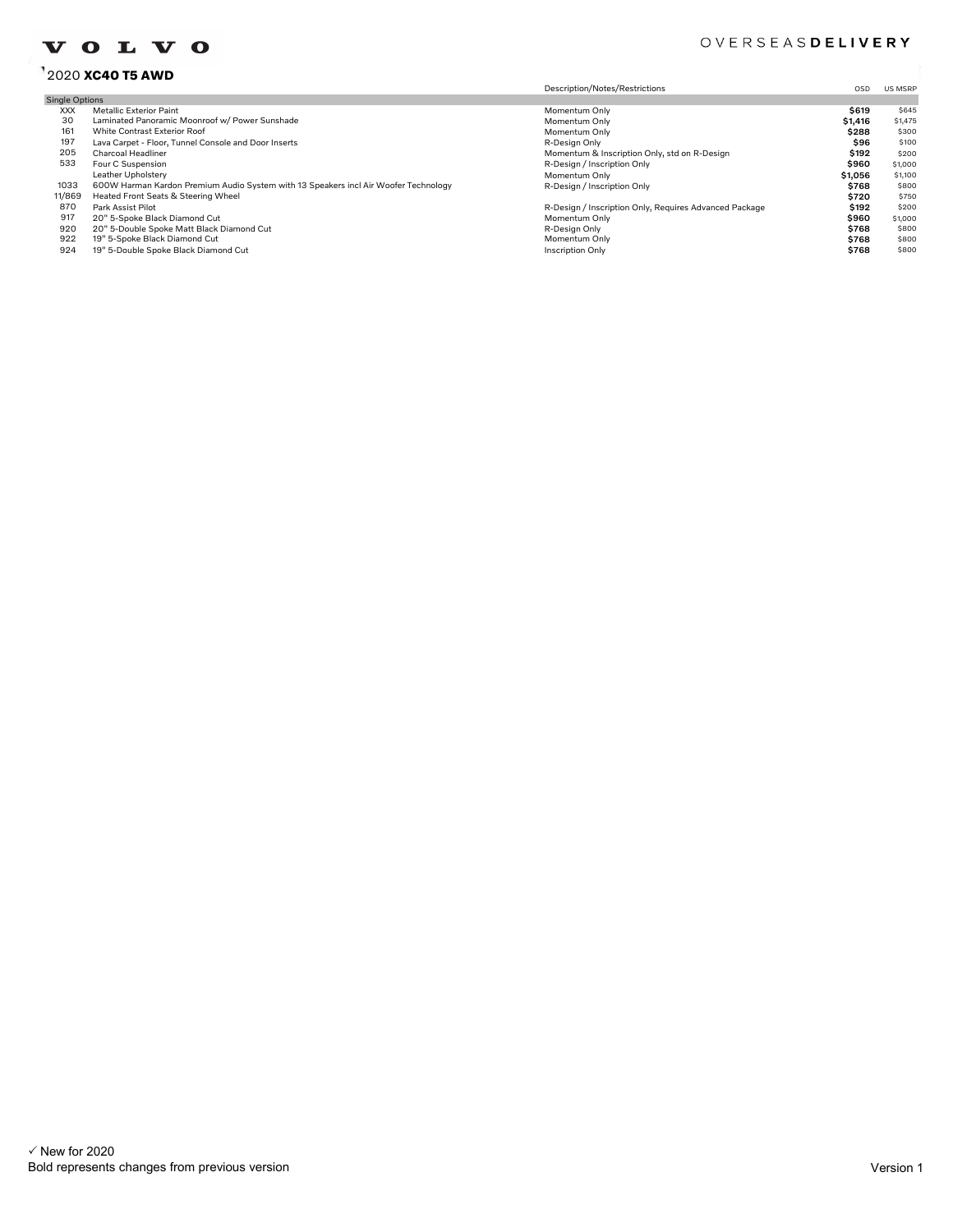VOLVO

OVERSEAS**DELIVERY**

# 2020 **XC40 T5 AWD**

| Single Options | | Description/Notes/Restrictions | OSD | US MSRP |
|---|---|---|---|---|
| XXX | Metallic Exterior Paint | Momentum Only | **$619** | $645 |
| 30 | Laminated Panoramic Moonroof w/ Power Sunshade | Momentum Only | **$1,416** | $1,475 |
| 161 | White Contrast Exterior Roof | Momentum Only | **$288** | $300 |
| 197 | Lava Carpet - Floor, Tunnel Console and Door Inserts | R-Design Only | **$96** | $100 |
| 205 | Charcoal Headliner | Momentum & Inscription Only, std on R-Design | **$192** | $200 |
| 533 | Four C Suspension | R-Design / Inscription Only | **$960** | $1,000 |
| | Leather Upholstery | Momentum Only | **$1,056** | $1,100 |
| 1033 | 600W Harman Kardon Premium Audio System with 13 Speakers incl Air Woofer Technology | R-Design / Inscription Only | **$768** | $800 |
| 11/869 | Heated Front Seats & Steering Wheel | | **$720** | $750 |
| 870 | Park Assist Pilot | R-Design / Inscription Only, Requires Advanced Package | **$192** | $200 |
| 917 | 20" 5-Spoke Black Diamond Cut | Momentum Only | **$960** | $1,000 |
| 920 | 20" 5-Double Spoke Matt Black Diamond Cut | R-Design Only | **$768** | $800 |
| 922 | 19" 5-Spoke Black Diamond Cut | Momentum Only | **$768** | $800 |
| 924 | 19" 5-Double Spoke Black Diamond Cut | Inscription Only | **$768** | $800 |

✓ New for 2020

Bold represents changes from previous version

Version 1